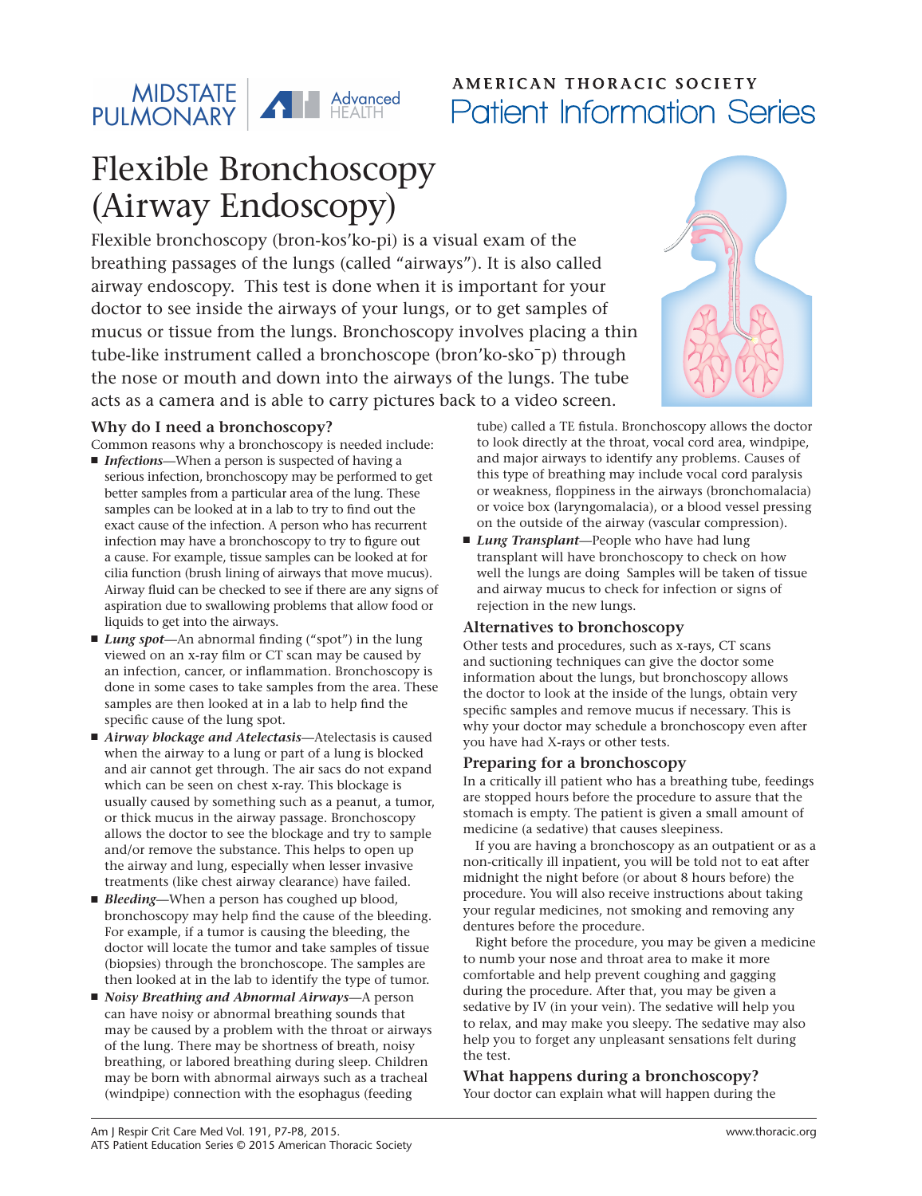MIDSTATE PULMONARY | Advanced HEALTH

AMERICAN THORACIC SOCIETY
Patient Information Series

# Flexible Bronchoscopy (Airway Endoscopy)

Flexible bronchoscopy (bron-kos'ko-pi) is a visual exam of the breathing passages of the lungs (called "airways"). It is also called airway endoscopy. This test is done when it is important for your doctor to see inside the airways of your lungs, or to get samples of mucus or tissue from the lungs. Bronchoscopy involves placing a thin tube-like instrument called a bronchoscope (bron'ko-skōp) through the nose or mouth and down into the airways of the lungs. The tube acts as a camera and is able to carry pictures back to a video screen.

## Why do I need a bronchoscopy?

Common reasons why a bronchoscopy is needed include:

- ***Infections***—When a person is suspected of having a serious infection, bronchoscopy may be performed to get better samples from a particular area of the lung. These samples can be looked at in a lab to try to find out the exact cause of the infection. A person who has recurrent infection may have a bronchoscopy to try to figure out a cause. For example, tissue samples can be looked at for cilia function (brush lining of airways that move mucus). Airway fluid can be checked to see if there are any signs of aspiration due to swallowing problems that allow food or liquids to get into the airways.
- ***Lung spot***—An abnormal finding ("spot") in the lung viewed on an x-ray film or CT scan may be caused by an infection, cancer, or inflammation. Bronchoscopy is done in some cases to take samples from the area. These samples are then looked at in a lab to help find the specific cause of the lung spot.
- ***Airway blockage and Atelectasis***—Atelectasis is caused when the airway to a lung or part of a lung is blocked and air cannot get through. The air sacs do not expand which can be seen on chest x-ray. This blockage is usually caused by something such as a peanut, a tumor, or thick mucus in the airway passage. Bronchoscopy allows the doctor to see the blockage and try to sample and/or remove the substance. This helps to open up the airway and lung, especially when lesser invasive treatments (like chest airway clearance) have failed.
- ***Bleeding***—When a person has coughed up blood, bronchoscopy may help find the cause of the bleeding. For example, if a tumor is causing the bleeding, the doctor will locate the tumor and take samples of tissue (biopsies) through the bronchoscope. The samples are then looked at in the lab to identify the type of tumor.
- ***Noisy Breathing and Abnormal Airways***—A person can have noisy or abnormal breathing sounds that may be caused by a problem with the throat or airways of the lung. There may be shortness of breath, noisy breathing, or labored breathing during sleep. Children may be born with abnormal airways such as a tracheal (windpipe) connection with the esophagus (feeding tube) called a TE fistula. Bronchoscopy allows the doctor to look directly at the throat, vocal cord area, windpipe, and major airways to identify any problems. Causes of this type of breathing may include vocal cord paralysis or weakness, floppiness in the airways (bronchomalacia) or voice box (laryngomalacia), or a blood vessel pressing on the outside of the airway (vascular compression).
- ***Lung Transplant***—People who have had lung transplant will have bronchoscopy to check on how well the lungs are doing Samples will be taken of tissue and airway mucus to check for infection or signs of rejection in the new lungs.

## Alternatives to bronchoscopy

Other tests and procedures, such as x-rays, CT scans and suctioning techniques can give the doctor some information about the lungs, but bronchoscopy allows the doctor to look at the inside of the lungs, obtain very specific samples and remove mucus if necessary. This is why your doctor may schedule a bronchoscopy even after you have had X-rays or other tests.

## Preparing for a bronchoscopy

In a critically ill patient who has a breathing tube, feedings are stopped hours before the procedure to assure that the stomach is empty. The patient is given a small amount of medicine (a sedative) that causes sleepiness.

If you are having a bronchoscopy as an outpatient or as a non-critically ill inpatient, you will be told not to eat after midnight the night before (or about 8 hours before) the procedure. You will also receive instructions about taking your regular medicines, not smoking and removing any dentures before the procedure.

Right before the procedure, you may be given a medicine to numb your nose and throat area to make it more comfortable and help prevent coughing and gagging during the procedure. After that, you may be given a sedative by IV (in your vein). The sedative will help you to relax, and may make you sleepy. The sedative may also help you to forget any unpleasant sensations felt during the test.

## What happens during a bronchoscopy?

Your doctor can explain what will happen during the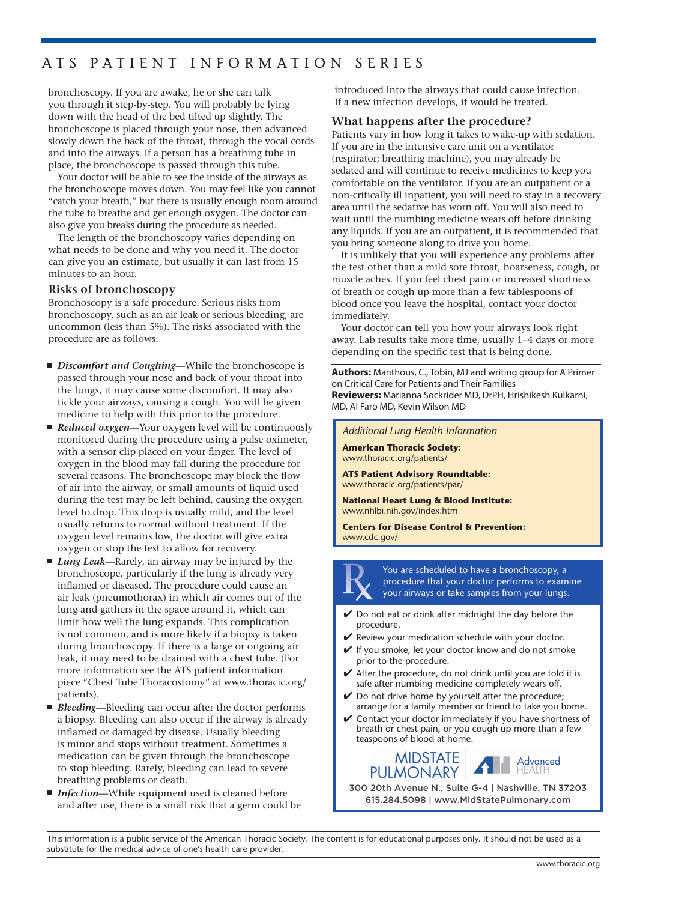bronchoscopy. If you are awake, he or she can talk you through it step-by-step. You will probably be lying down with the head of the bed tilted up slightly. The bronchoscope is placed through your nose, then advanced slowly down the back of the throat, through the vocal cords and into the airways. If a person has a breathing tube in place, the bronchoscope is passed through this tube.

Your doctor will be able to see the inside of the airways as the bronchoscope moves down. You may feel like you cannot "catch your breath," but there is usually enough room around the tube to breathe and get enough oxygen. The doctor can also give you breaks during the procedure as needed.

The length of the bronchoscopy varies depending on what needs to be done and why you need it. The doctor can give you an estimate, but usually it can last from 15 minutes to an hour.

### Risks of bronchoscopy

Bronchoscopy is a safe procedure. Serious risks from bronchoscopy, such as an air leak or serious bleeding, are uncommon (less than 5%). The risks associated with the procedure are as follows:

- ***Discomfort and Coughing***—While the bronchoscope is passed through your nose and back of your throat into the lungs, it may cause some discomfort. It may also tickle your airways, causing a cough. You will be given medicine to help with this prior to the procedure.
- ***Reduced oxygen***—Your oxygen level will be continuously monitored during the procedure using a pulse oximeter, with a sensor clip placed on your finger. The level of oxygen in the blood may fall during the procedure for several reasons. The bronchoscope may block the flow of air into the airway, or small amounts of liquid used during the test may be left behind, causing the oxygen level to drop. This drop is usually mild, and the level usually returns to normal without treatment. If the oxygen level remains low, the doctor will give extra oxygen or stop the test to allow for recovery.
- ***Lung Leak***—Rarely, an airway may be injured by the bronchoscope, particularly if the lung is already very inflamed or diseased. The procedure could cause an air leak (pneumothorax) in which air comes out of the lung and gathers in the space around it, which can limit how well the lung expands. This complication is not common, and is more likely if a biopsy is taken during bronchoscopy. If there is a large or ongoing air leak, it may need to be drained with a chest tube. (For more information see the ATS patient information piece "Chest Tube Thoracostomy" at www.thoracic.org/patients).
- ***Bleeding***—Bleeding can occur after the doctor performs a biopsy. Bleeding can also occur if the airway is already inflamed or damaged by disease. Usually bleeding is minor and stops without treatment. Sometimes a medication can be given through the bronchoscope to stop bleeding. Rarely, bleeding can lead to severe breathing problems or death.
- ***Infection***—While equipment used is cleaned before and after use, there is a small risk that a germ could be introduced into the airways that could cause infection. If a new infection develops, it would be treated.

### What happens after the procedure?

Patients vary in how long it takes to wake-up with sedation. If you are in the intensive care unit on a ventilator (respirator; breathing machine), you may already be sedated and will continue to receive medicines to keep you comfortable on the ventilator. If you are an outpatient or a non-critically ill inpatient, you will need to stay in a recovery area until the sedative has worn off. You will also need to wait until the numbing medicine wears off before drinking any liquids. If you are an outpatient, it is recommended that you bring someone along to drive you home.

It is unlikely that you will experience any problems after the test other than a mild sore throat, hoarseness, cough, or muscle aches. If you feel chest pain or increased shortness of breath or cough up more than a few tablespoons of blood once you leave the hospital, contact your doctor immediately.

Your doctor can tell you how your airways look right away. Lab results take more time, usually 1–4 days or more depending on the specific test that is being done.

**Authors:** Manthous, C., Tobin, MJ and writing group for A Primer on Critical Care for Patients and Their Families
**Reviewers:** Marianna Sockrider MD, DrPH, Hrishikesh Kulkarni, MD, Al Faro MD, Kevin Wilson MD

*Additional Lung Health Information*

**American Thoracic Society:**
www.thoracic.org/patients/

**ATS Patient Advisory Roundtable:**
www.thoracic.org/patients/par/

**National Heart Lung & Blood Institute:**
www.nhlbi.nih.gov/index.htm

**Centers for Disease Control & Prevention:**
www.cdc.gov/

**Rx** You are scheduled to have a bronchoscopy, a procedure that your doctor performs to examine your airways or take samples from your lungs.

- ✔ Do not eat or drink after midnight the day before the procedure.
- ✔ Review your medication schedule with your doctor.
- ✔ If you smoke, let your doctor know and do not smoke prior to the procedure.
- ✔ After the procedure, do not drink until you are told it is safe after numbing medicine completely wears off.
- ✔ Do not drive home by yourself after the procedure; arrange for a family member or friend to take you home.
- ✔ Contact your doctor immediately if you have shortness of breath or chest pain, or you cough up more than a few teaspoons of blood at home.

MIDSTATE PULMONARY | Advanced HEALTH

300 20th Avenue N., Suite G-4 | Nashville, TN 37203
615.284.5098 | www.MidStatePulmonary.com

This information is a public service of the American Thoracic Society. The content is for educational purposes only. It should not be used as a substitute for the medical advice of one's health care provider.